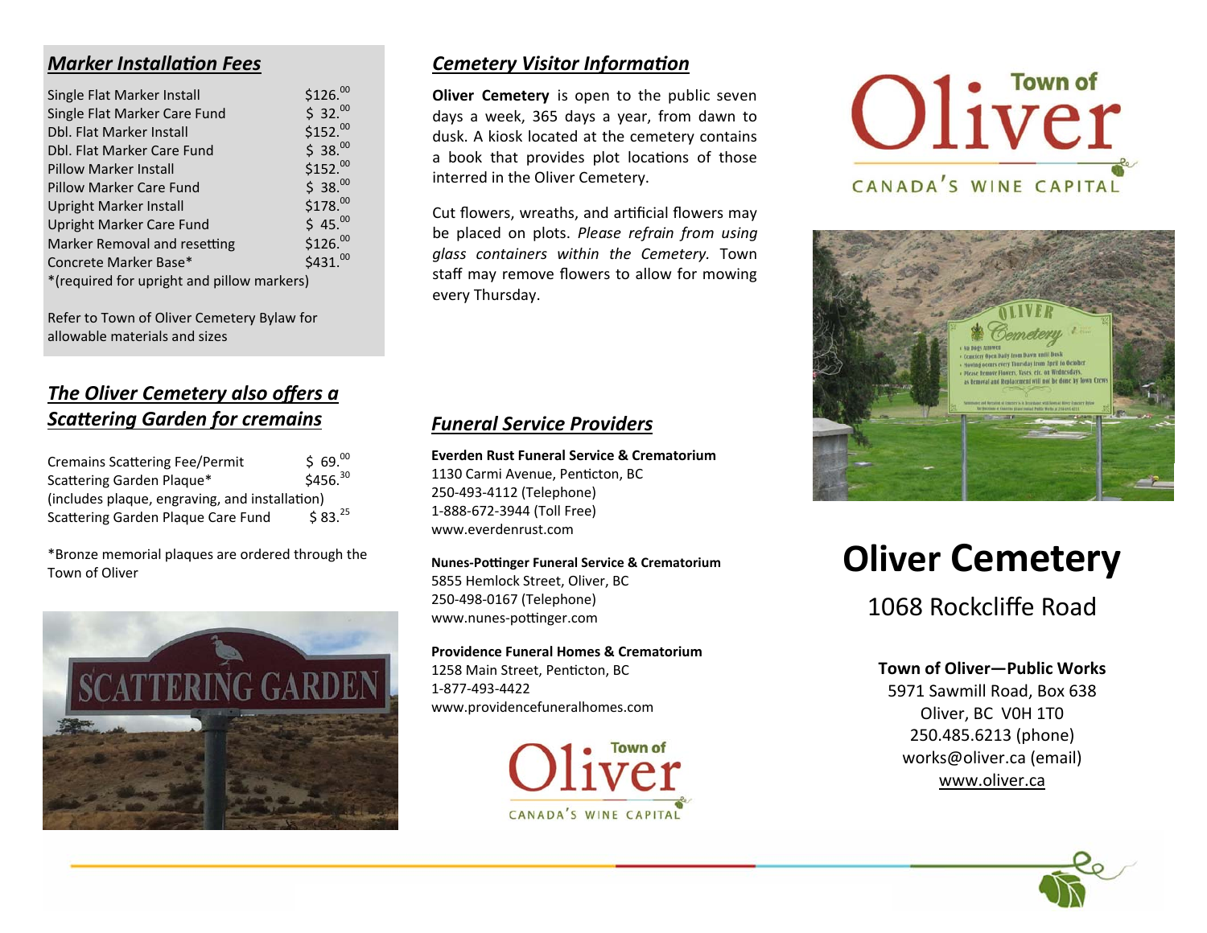## *Marker Installation Fees*

| | |
|---|---|
| Single Flat Marker Install | $126.00 |
| Single Flat Marker Care Fund | $ 32.00 |
| Dbl. Flat Marker Install | $152.00 |
| Dbl. Flat Marker Care Fund | $ 38.00 |
| Pillow Marker Install | $152.00 |
| Pillow Marker Care Fund | $ 38.00 |
| Upright Marker Install | $178.00 |
| Upright Marker Care Fund | $ 45.00 |
| Marker Removal and resetting | $126.00 |
| Concrete Marker Base* | $431.00 |

*(required for upright and pillow markers)

Refer to Town of Oliver Cemetery Bylaw for allowable materials and sizes

## *The Oliver Cemetery also offers a Scattering Garden for cremains*

| | |
|---|---|
| Cremains Scattering Fee/Permit | $ 69.00 |
| Scattering Garden Plaque* | $456.30 |
| (includes plaque, engraving, and installation) | |
| Scattering Garden Plaque Care Fund | $ 83.25 |

*Bronze memorial plaques are ordered through the Town of Oliver

## *Cemetery Visitor Information*

**Oliver Cemetery** is open to the public seven days a week, 365 days a year, from dawn to dusk. A kiosk located at the cemetery contains a book that provides plot locations of those interred in the Oliver Cemetery.

Cut flowers, wreaths, and artificial flowers may be placed on plots. *Please refrain from using glass containers within the Cemetery.* Town staff may remove flowers to allow for mowing every Thursday.

## *Funeral Service Providers*

**Everden Rust Funeral Service & Crematorium**
1130 Carmi Avenue, Penticton, BC
250-493-4112 (Telephone)
1-888-672-3944 (Toll Free)
www.everdenrust.com

**Nunes-Pottinger Funeral Service & Crematorium**
5855 Hemlock Street, Oliver, BC
250-498-0167 (Telephone)
www.nunes-pottinger.com

**Providence Funeral Homes & Crematorium**
1258 Main Street, Penticton, BC
1-877-493-4422
www.providencefuneralhomes.com

Town of Oliver
CANADA'S WINE CAPITAL

# Oliver Cemetery

1068 Rockcliffe Road

**Town of Oliver—Public Works**
5971 Sawmill Road, Box 638
Oliver, BC V0H 1T0
250.485.6213 (phone)
works@oliver.ca (email)
www.oliver.ca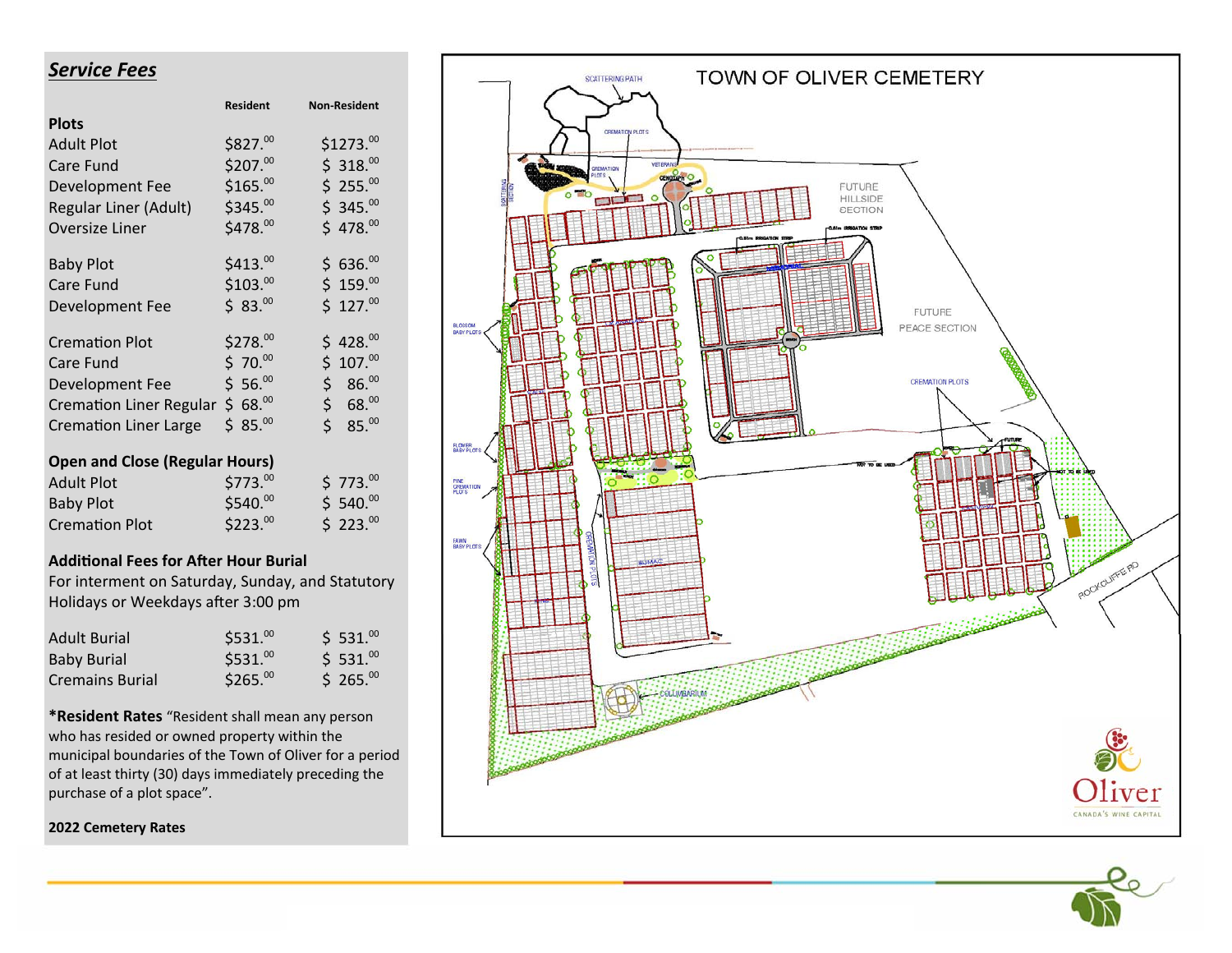## *Service Fees*

| | Resident | Non-Resident |
|---|---|---|
| **Plots** | | |
| Adult Plot | $827.00 | $1273.00 |
| Care Fund | $207.00 | $ 318.00 |
| Development Fee | $165.00 | $ 255.00 |
| Regular Liner (Adult) | $345.00 | $ 345.00 |
| Oversize Liner | $478.00 | $ 478.00 |
| | | |
| Baby Plot | $413.00 | $ 636.00 |
| Care Fund | $103.00 | $ 159.00 |
| Development Fee | $ 83.00 | $ 127.00 |
| | | |
| Cremation Plot | $278.00 | $ 428.00 |
| Care Fund | $ 70.00 | $ 107.00 |
| Development Fee | $ 56.00 | $ 86.00 |
| Cremation Liner Regular | $ 68.00 | $ 68.00 |
| Cremation Liner Large | $ 85.00 | $ 85.00 |

**Open and Close (Regular Hours)**

| | | |
|---|---|---|
| Adult Plot | $773.00 | $ 773.00 |
| Baby Plot | $540.00 | $ 540.00 |
| Cremation Plot | $223.00 | $ 223.00 |

**Additional Fees for After Hour Burial**

For interment on Saturday, Sunday, and Statutory Holidays or Weekdays after 3:00 pm

| | | |
|---|---|---|
| Adult Burial | $531.00 | $ 531.00 |
| Baby Burial | $531.00 | $ 531.00 |
| Cremains Burial | $265.00 | $ 265.00 |

**\*Resident Rates** "Resident shall mean any person who has resided or owned property within the municipal boundaries of the Town of Oliver for a period of at least thirty (30) days immediately preceding the purchase of a plot space".

**2022 Cemetery Rates**

TOWN OF OLIVER CEMETERY

SCATTERING PATH

CREMATION PLOTS

VETERANS

CENOTAPH

SCATTERING SECTION

FUTURE HILLSIDE SECTION

0.61m IRRIGATION STRIP

BLOSSOM BABY PLOTS

FUTURE PEACE SECTION

CREMATION PLOTS

FLOWER BABY PLOTS

PINE CREMATION PLOTS

FAWN BABY PLOTS

CREMATION PLOTS

SUMAC

NOT TO BE USED

ROCKCLIFFE RD

COLUMBARIUM

Oliver

CANADA'S WINE CAPITAL